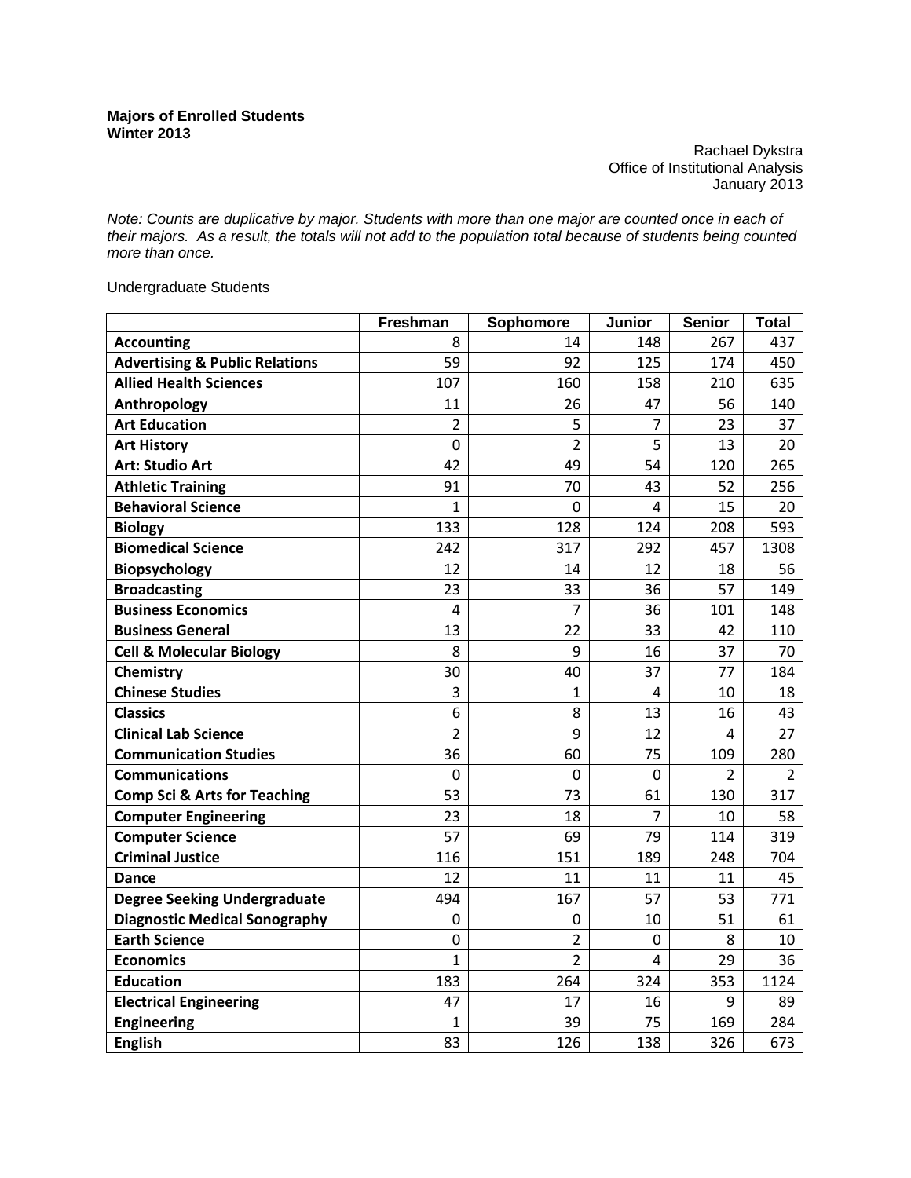**Majors of Enrolled Students**
**Winter 2013**

Rachael Dykstra
Office of Institutional Analysis
January 2013

*Note: Counts are duplicative by major. Students with more than one major are counted once in each of their majors. As a result, the totals will not add to the population total because of students being counted more than once.*

Undergraduate Students

| | Freshman | Sophomore | Junior | Senior | Total |
|---|---|---|---|---|---|
| **Accounting** | 8 | 14 | 148 | 267 | 437 |
| **Advertising & Public Relations** | 59 | 92 | 125 | 174 | 450 |
| **Allied Health Sciences** | 107 | 160 | 158 | 210 | 635 |
| **Anthropology** | 11 | 26 | 47 | 56 | 140 |
| **Art Education** | 2 | 5 | 7 | 23 | 37 |
| **Art History** | 0 | 2 | 5 | 13 | 20 |
| **Art: Studio Art** | 42 | 49 | 54 | 120 | 265 |
| **Athletic Training** | 91 | 70 | 43 | 52 | 256 |
| **Behavioral Science** | 1 | 0 | 4 | 15 | 20 |
| **Biology** | 133 | 128 | 124 | 208 | 593 |
| **Biomedical Science** | 242 | 317 | 292 | 457 | 1308 |
| **Biopsychology** | 12 | 14 | 12 | 18 | 56 |
| **Broadcasting** | 23 | 33 | 36 | 57 | 149 |
| **Business Economics** | 4 | 7 | 36 | 101 | 148 |
| **Business General** | 13 | 22 | 33 | 42 | 110 |
| **Cell & Molecular Biology** | 8 | 9 | 16 | 37 | 70 |
| **Chemistry** | 30 | 40 | 37 | 77 | 184 |
| **Chinese Studies** | 3 | 1 | 4 | 10 | 18 |
| **Classics** | 6 | 8 | 13 | 16 | 43 |
| **Clinical Lab Science** | 2 | 9 | 12 | 4 | 27 |
| **Communication Studies** | 36 | 60 | 75 | 109 | 280 |
| **Communications** | 0 | 0 | 0 | 2 | 2 |
| **Comp Sci & Arts for Teaching** | 53 | 73 | 61 | 130 | 317 |
| **Computer Engineering** | 23 | 18 | 7 | 10 | 58 |
| **Computer Science** | 57 | 69 | 79 | 114 | 319 |
| **Criminal Justice** | 116 | 151 | 189 | 248 | 704 |
| **Dance** | 12 | 11 | 11 | 11 | 45 |
| **Degree Seeking Undergraduate** | 494 | 167 | 57 | 53 | 771 |
| **Diagnostic Medical Sonography** | 0 | 0 | 10 | 51 | 61 |
| **Earth Science** | 0 | 2 | 0 | 8 | 10 |
| **Economics** | 1 | 2 | 4 | 29 | 36 |
| **Education** | 183 | 264 | 324 | 353 | 1124 |
| **Electrical Engineering** | 47 | 17 | 16 | 9 | 89 |
| **Engineering** | 1 | 39 | 75 | 169 | 284 |
| **English** | 83 | 126 | 138 | 326 | 673 |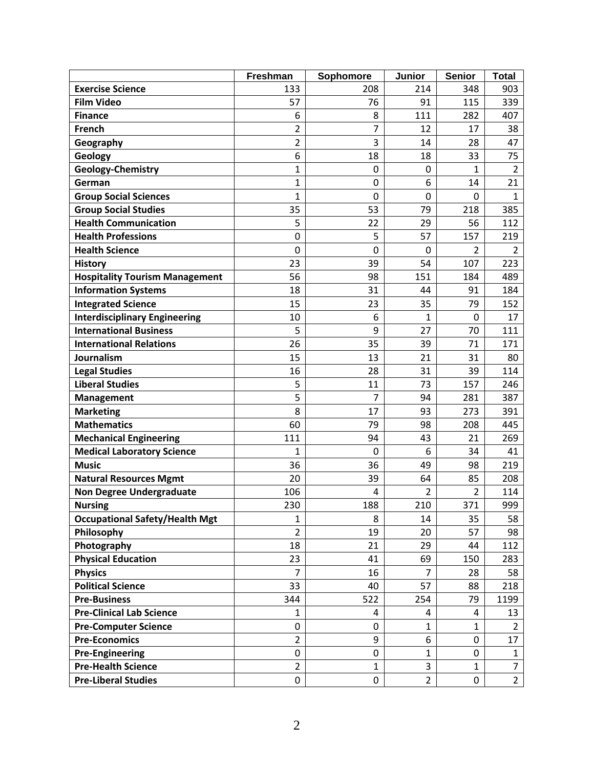| | Freshman | Sophomore | Junior | Senior | Total |
|---|---|---|---|---|---|
| **Exercise Science** | 133 | 208 | 214 | 348 | 903 |
| **Film Video** | 57 | 76 | 91 | 115 | 339 |
| **Finance** | 6 | 8 | 111 | 282 | 407 |
| **French** | 2 | 7 | 12 | 17 | 38 |
| **Geography** | 2 | 3 | 14 | 28 | 47 |
| **Geology** | 6 | 18 | 18 | 33 | 75 |
| **Geology-Chemistry** | 1 | 0 | 0 | 1 | 2 |
| **German** | 1 | 0 | 6 | 14 | 21 |
| **Group Social Sciences** | 1 | 0 | 0 | 0 | 1 |
| **Group Social Studies** | 35 | 53 | 79 | 218 | 385 |
| **Health Communication** | 5 | 22 | 29 | 56 | 112 |
| **Health Professions** | 0 | 5 | 57 | 157 | 219 |
| **Health Science** | 0 | 0 | 0 | 2 | 2 |
| **History** | 23 | 39 | 54 | 107 | 223 |
| **Hospitality Tourism Management** | 56 | 98 | 151 | 184 | 489 |
| **Information Systems** | 18 | 31 | 44 | 91 | 184 |
| **Integrated Science** | 15 | 23 | 35 | 79 | 152 |
| **Interdisciplinary Engineering** | 10 | 6 | 1 | 0 | 17 |
| **International Business** | 5 | 9 | 27 | 70 | 111 |
| **International Relations** | 26 | 35 | 39 | 71 | 171 |
| **Journalism** | 15 | 13 | 21 | 31 | 80 |
| **Legal Studies** | 16 | 28 | 31 | 39 | 114 |
| **Liberal Studies** | 5 | 11 | 73 | 157 | 246 |
| **Management** | 5 | 7 | 94 | 281 | 387 |
| **Marketing** | 8 | 17 | 93 | 273 | 391 |
| **Mathematics** | 60 | 79 | 98 | 208 | 445 |
| **Mechanical Engineering** | 111 | 94 | 43 | 21 | 269 |
| **Medical Laboratory Science** | 1 | 0 | 6 | 34 | 41 |
| **Music** | 36 | 36 | 49 | 98 | 219 |
| **Natural Resources Mgmt** | 20 | 39 | 64 | 85 | 208 |
| **Non Degree Undergraduate** | 106 | 4 | 2 | 2 | 114 |
| **Nursing** | 230 | 188 | 210 | 371 | 999 |
| **Occupational Safety/Health Mgt** | 1 | 8 | 14 | 35 | 58 |
| **Philosophy** | 2 | 19 | 20 | 57 | 98 |
| **Photography** | 18 | 21 | 29 | 44 | 112 |
| **Physical Education** | 23 | 41 | 69 | 150 | 283 |
| **Physics** | 7 | 16 | 7 | 28 | 58 |
| **Political Science** | 33 | 40 | 57 | 88 | 218 |
| **Pre-Business** | 344 | 522 | 254 | 79 | 1199 |
| **Pre-Clinical Lab Science** | 1 | 4 | 4 | 4 | 13 |
| **Pre-Computer Science** | 0 | 0 | 1 | 1 | 2 |
| **Pre-Economics** | 2 | 9 | 6 | 0 | 17 |
| **Pre-Engineering** | 0 | 0 | 1 | 0 | 1 |
| **Pre-Health Science** | 2 | 1 | 3 | 1 | 7 |
| **Pre-Liberal Studies** | 0 | 0 | 2 | 0 | 2 |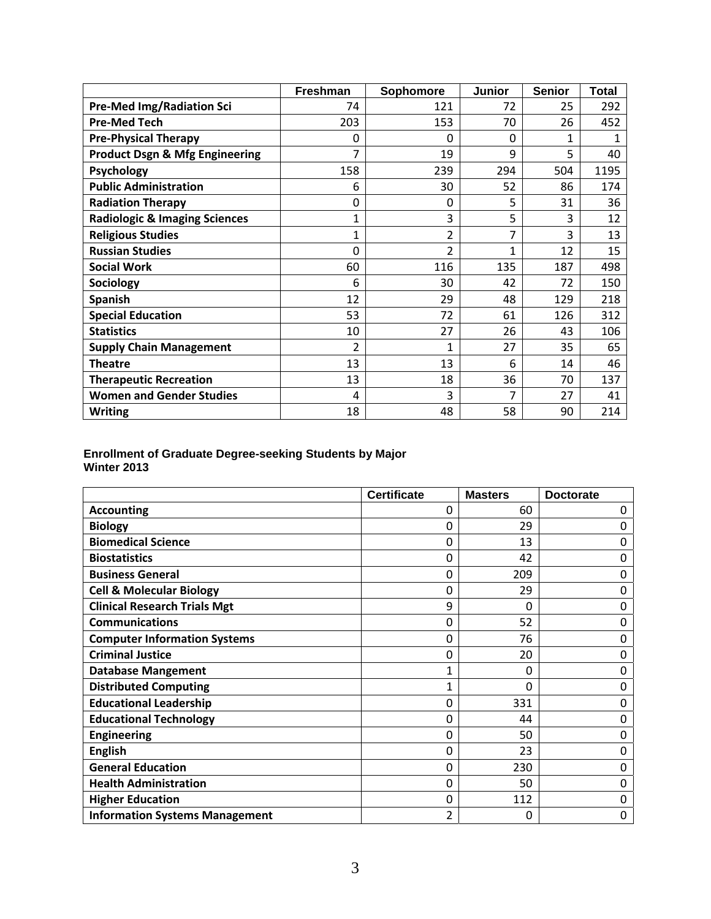| | Freshman | Sophomore | Junior | Senior | Total |
|---|---|---|---|---|---|
| **Pre-Med Img/Radiation Sci** | 74 | 121 | 72 | 25 | 292 |
| **Pre-Med Tech** | 203 | 153 | 70 | 26 | 452 |
| **Pre-Physical Therapy** | 0 | 0 | 0 | 1 | 1 |
| **Product Dsgn & Mfg Engineering** | 7 | 19 | 9 | 5 | 40 |
| **Psychology** | 158 | 239 | 294 | 504 | 1195 |
| **Public Administration** | 6 | 30 | 52 | 86 | 174 |
| **Radiation Therapy** | 0 | 0 | 5 | 31 | 36 |
| **Radiologic & Imaging Sciences** | 1 | 3 | 5 | 3 | 12 |
| **Religious Studies** | 1 | 2 | 7 | 3 | 13 |
| **Russian Studies** | 0 | 2 | 1 | 12 | 15 |
| **Social Work** | 60 | 116 | 135 | 187 | 498 |
| **Sociology** | 6 | 30 | 42 | 72 | 150 |
| **Spanish** | 12 | 29 | 48 | 129 | 218 |
| **Special Education** | 53 | 72 | 61 | 126 | 312 |
| **Statistics** | 10 | 27 | 26 | 43 | 106 |
| **Supply Chain Management** | 2 | 1 | 27 | 35 | 65 |
| **Theatre** | 13 | 13 | 6 | 14 | 46 |
| **Therapeutic Recreation** | 13 | 18 | 36 | 70 | 137 |
| **Women and Gender Studies** | 4 | 3 | 7 | 27 | 41 |
| **Writing** | 18 | 48 | 58 | 90 | 214 |

**Enrollment of Graduate Degree-seeking Students by Major**
**Winter 2013**

| | Certificate | Masters | Doctorate |
|---|---|---|---|
| **Accounting** | 0 | 60 | 0 |
| **Biology** | 0 | 29 | 0 |
| **Biomedical Science** | 0 | 13 | 0 |
| **Biostatistics** | 0 | 42 | 0 |
| **Business General** | 0 | 209 | 0 |
| **Cell & Molecular Biology** | 0 | 29 | 0 |
| **Clinical Research Trials Mgt** | 9 | 0 | 0 |
| **Communications** | 0 | 52 | 0 |
| **Computer Information Systems** | 0 | 76 | 0 |
| **Criminal Justice** | 0 | 20 | 0 |
| **Database Mangement** | 1 | 0 | 0 |
| **Distributed Computing** | 1 | 0 | 0 |
| **Educational Leadership** | 0 | 331 | 0 |
| **Educational Technology** | 0 | 44 | 0 |
| **Engineering** | 0 | 50 | 0 |
| **English** | 0 | 23 | 0 |
| **General Education** | 0 | 230 | 0 |
| **Health Administration** | 0 | 50 | 0 |
| **Higher Education** | 0 | 112 | 0 |
| **Information Systems Management** | 2 | 0 | 0 |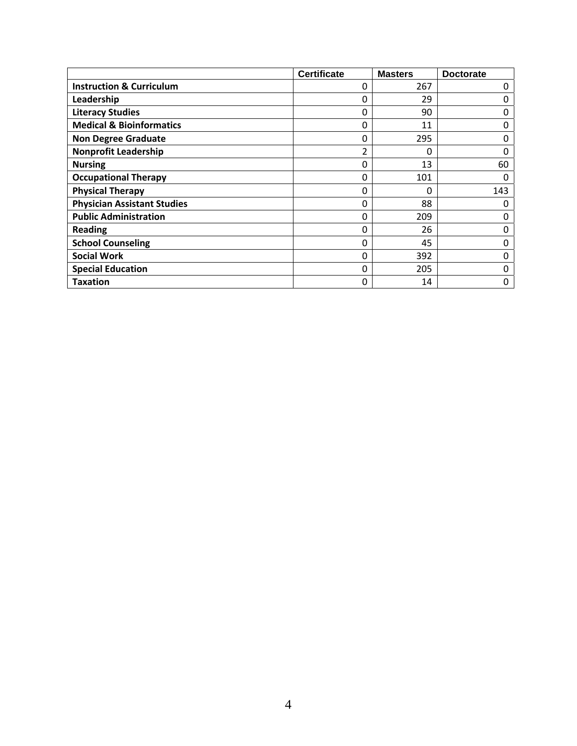| | Certificate | Masters | Doctorate |
|---|---|---|---|
| **Instruction & Curriculum** | 0 | 267 | 0 |
| **Leadership** | 0 | 29 | 0 |
| **Literacy Studies** | 0 | 90 | 0 |
| **Medical & Bioinformatics** | 0 | 11 | 0 |
| **Non Degree Graduate** | 0 | 295 | 0 |
| **Nonprofit Leadership** | 2 | 0 | 0 |
| **Nursing** | 0 | 13 | 60 |
| **Occupational Therapy** | 0 | 101 | 0 |
| **Physical Therapy** | 0 | 0 | 143 |
| **Physician Assistant Studies** | 0 | 88 | 0 |
| **Public Administration** | 0 | 209 | 0 |
| **Reading** | 0 | 26 | 0 |
| **School Counseling** | 0 | 45 | 0 |
| **Social Work** | 0 | 392 | 0 |
| **Special Education** | 0 | 205 | 0 |
| **Taxation** | 0 | 14 | 0 |